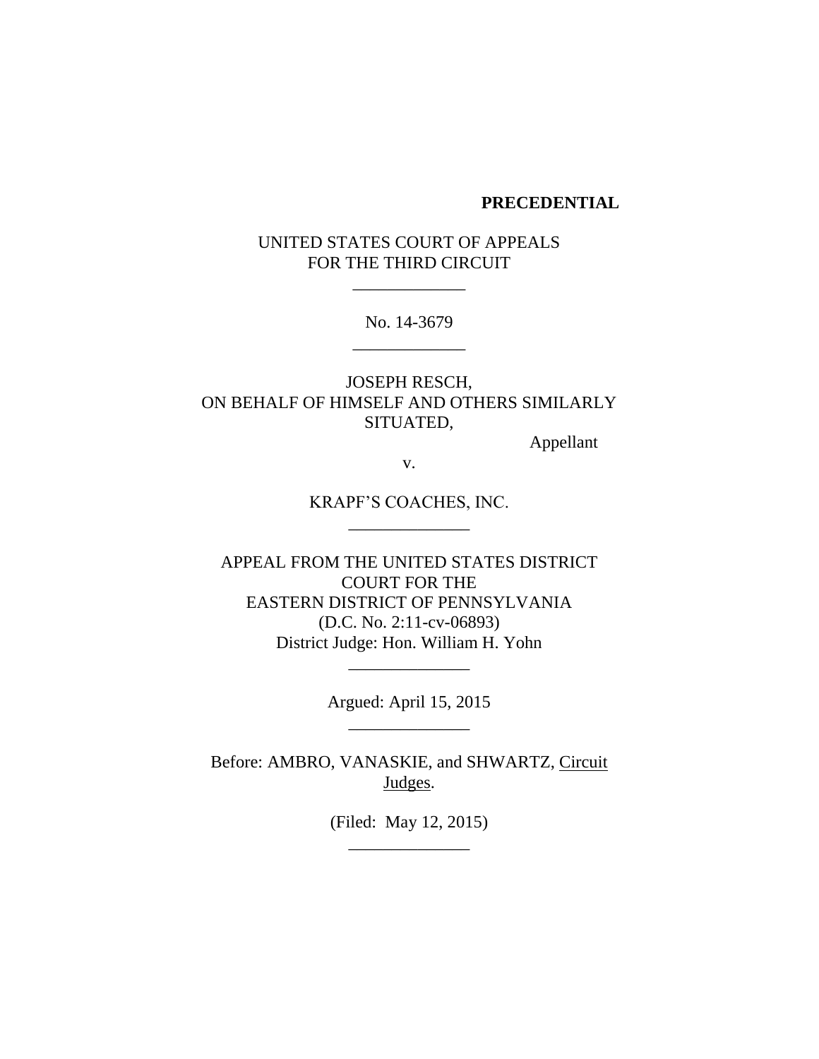**PRECEDENTIAL**

UNITED STATES COURT OF APPEALS
FOR THE THIRD CIRCUIT

_____________

No. 14-3679

_____________

JOSEPH RESCH,
ON BEHALF OF HIMSELF AND OTHERS SIMILARLY SITUATED,

Appellant

v.

KRAPF'S COACHES, INC.

______________

APPEAL FROM THE UNITED STATES DISTRICT COURT FOR THE
EASTERN DISTRICT OF PENNSYLVANIA
(D.C. No. 2:11-cv-06893)
District Judge: Hon. William H. Yohn

______________

Argued: April 15, 2015

______________

Before: AMBRO, VANASKIE, and SHWARTZ, Circuit Judges.

(Filed: May 12, 2015)

______________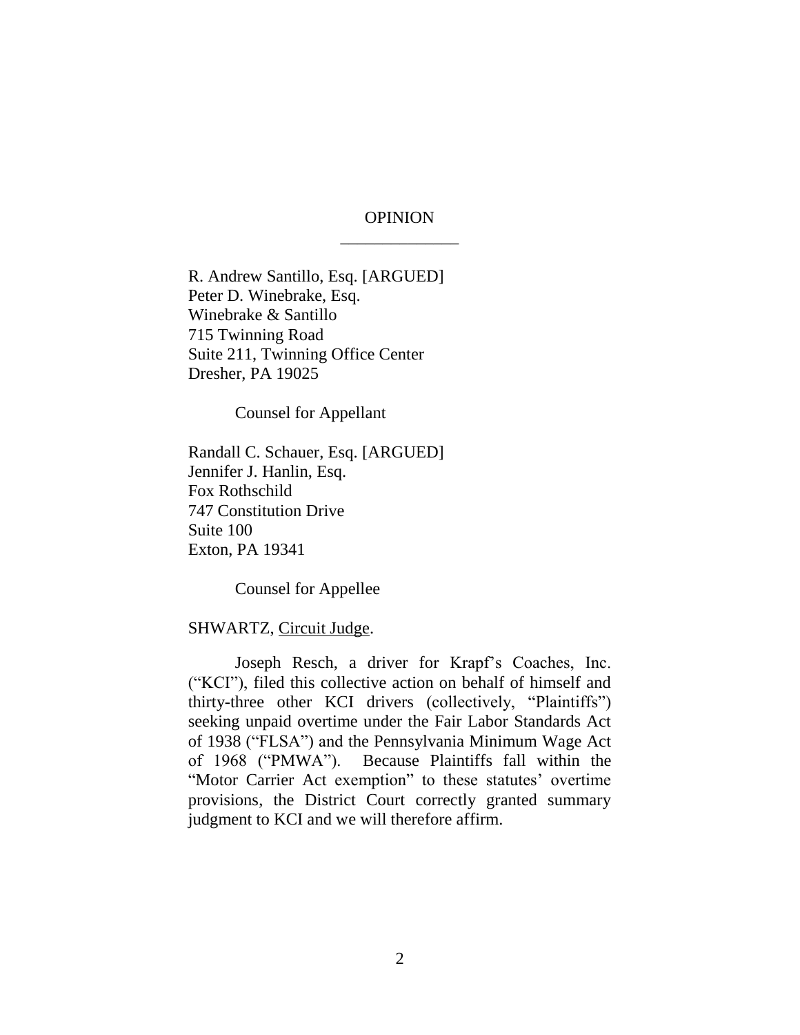# OPINION

---

R. Andrew Santillo, Esq. [ARGUED]
Peter D. Winebrake, Esq.
Winebrake & Santillo
715 Twinning Road
Suite 211, Twinning Office Center
Dresher, PA 19025

Counsel for Appellant

Randall C. Schauer, Esq. [ARGUED]
Jennifer J. Hanlin, Esq.
Fox Rothschild
747 Constitution Drive
Suite 100
Exton, PA 19341

Counsel for Appellee

SHWARTZ, Circuit Judge.

Joseph Resch, a driver for Krapf's Coaches, Inc. ("KCI"), filed this collective action on behalf of himself and thirty-three other KCI drivers (collectively, "Plaintiffs") seeking unpaid overtime under the Fair Labor Standards Act of 1938 ("FLSA") and the Pennsylvania Minimum Wage Act of 1968 ("PMWA"). Because Plaintiffs fall within the "Motor Carrier Act exemption" to these statutes' overtime provisions, the District Court correctly granted summary judgment to KCI and we will therefore affirm.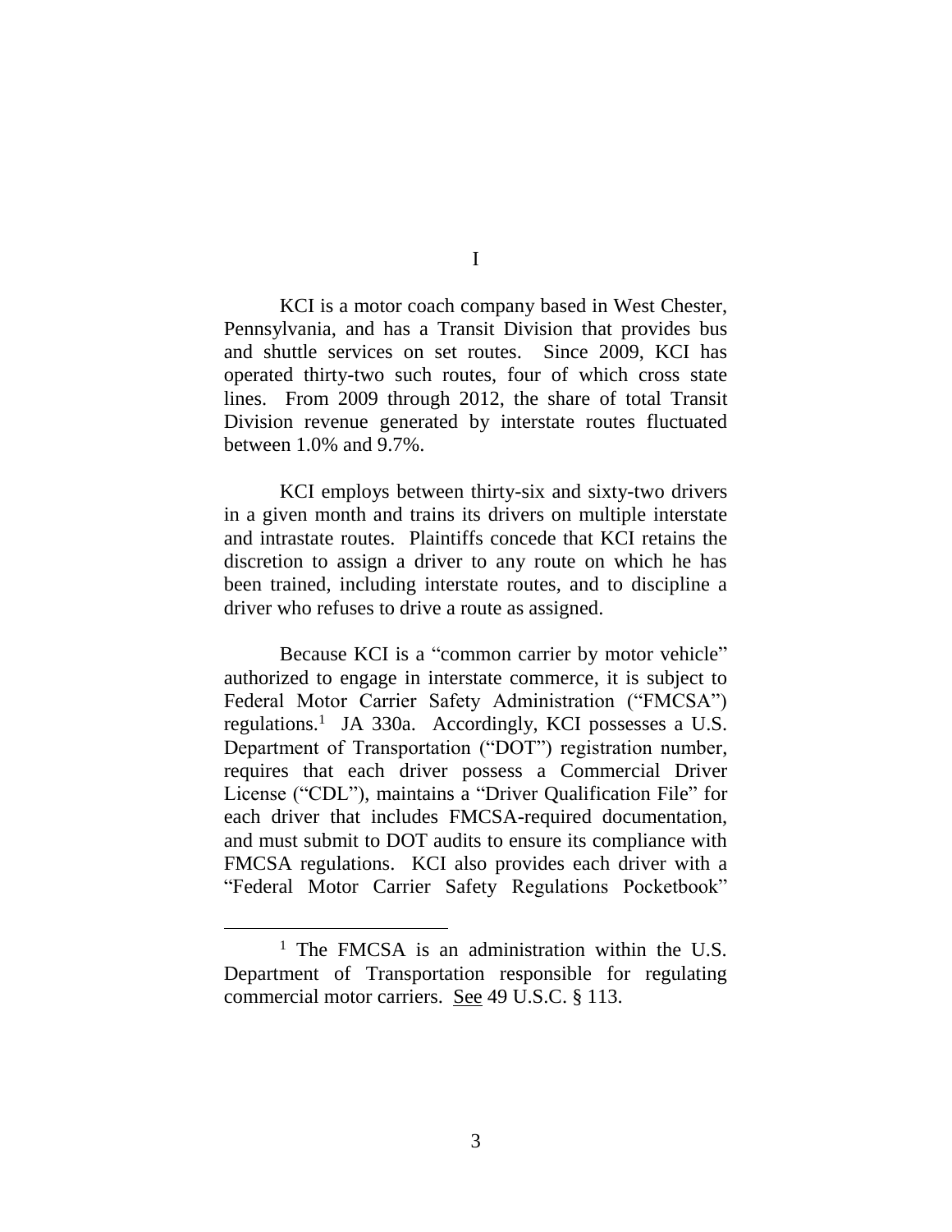# I

KCI is a motor coach company based in West Chester, Pennsylvania, and has a Transit Division that provides bus and shuttle services on set routes. Since 2009, KCI has operated thirty-two such routes, four of which cross state lines. From 2009 through 2012, the share of total Transit Division revenue generated by interstate routes fluctuated between 1.0% and 9.7%.

KCI employs between thirty-six and sixty-two drivers in a given month and trains its drivers on multiple interstate and intrastate routes. Plaintiffs concede that KCI retains the discretion to assign a driver to any route on which he has been trained, including interstate routes, and to discipline a driver who refuses to drive a route as assigned.

Because KCI is a "common carrier by motor vehicle" authorized to engage in interstate commerce, it is subject to Federal Motor Carrier Safety Administration ("FMCSA") regulations.[1] JA 330a. Accordingly, KCI possesses a U.S. Department of Transportation ("DOT") registration number, requires that each driver possess a Commercial Driver License ("CDL"), maintains a "Driver Qualification File" for each driver that includes FMCSA-required documentation, and must submit to DOT audits to ensure its compliance with FMCSA regulations. KCI also provides each driver with a "Federal Motor Carrier Safety Regulations Pocketbook"

---

[1] The FMCSA is an administration within the U.S. Department of Transportation responsible for regulating commercial motor carriers. See 49 U.S.C. § 113.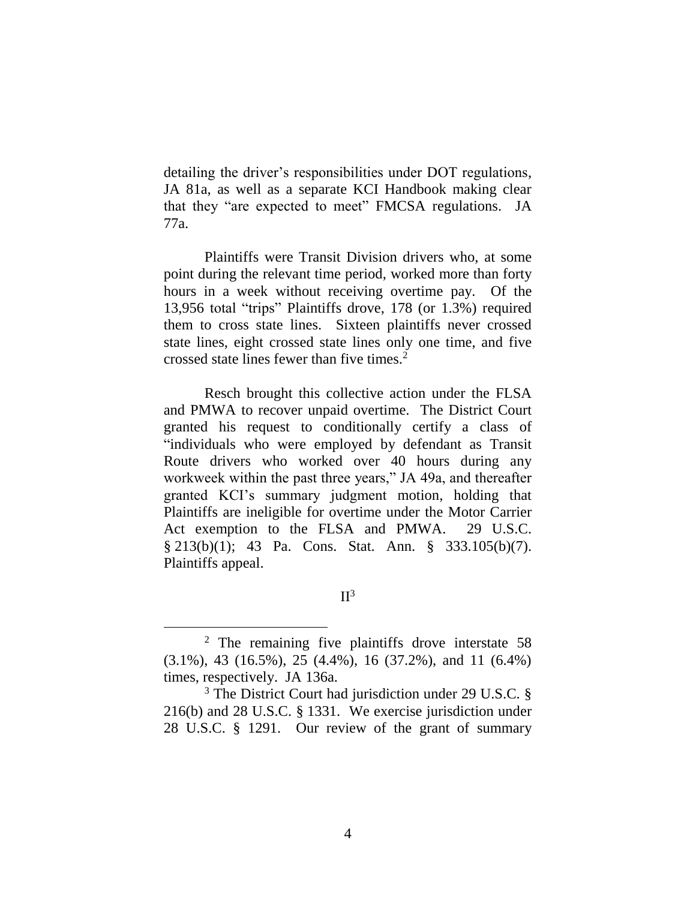detailing the driver's responsibilities under DOT regulations, JA 81a, as well as a separate KCI Handbook making clear that they "are expected to meet" FMCSA regulations. JA 77a.

Plaintiffs were Transit Division drivers who, at some point during the relevant time period, worked more than forty hours in a week without receiving overtime pay. Of the 13,956 total "trips" Plaintiffs drove, 178 (or 1.3%) required them to cross state lines. Sixteen plaintiffs never crossed state lines, eight crossed state lines only one time, and five crossed state lines fewer than five times.[2]

Resch brought this collective action under the FLSA and PMWA to recover unpaid overtime. The District Court granted his request to conditionally certify a class of "individuals who were employed by defendant as Transit Route drivers who worked over 40 hours during any workweek within the past three years," JA 49a, and thereafter granted KCI's summary judgment motion, holding that Plaintiffs are ineligible for overtime under the Motor Carrier Act exemption to the FLSA and PMWA. 29 U.S.C. § 213(b)(1); 43 Pa. Cons. Stat. Ann. § 333.105(b)(7). Plaintiffs appeal.

## II[3]

---

[2] The remaining five plaintiffs drove interstate 58 (3.1%), 43 (16.5%), 25 (4.4%), 16 (37.2%), and 11 (6.4%) times, respectively. JA 136a.

[3] The District Court had jurisdiction under 29 U.S.C. § 216(b) and 28 U.S.C. § 1331. We exercise jurisdiction under 28 U.S.C. § 1291. Our review of the grant of summary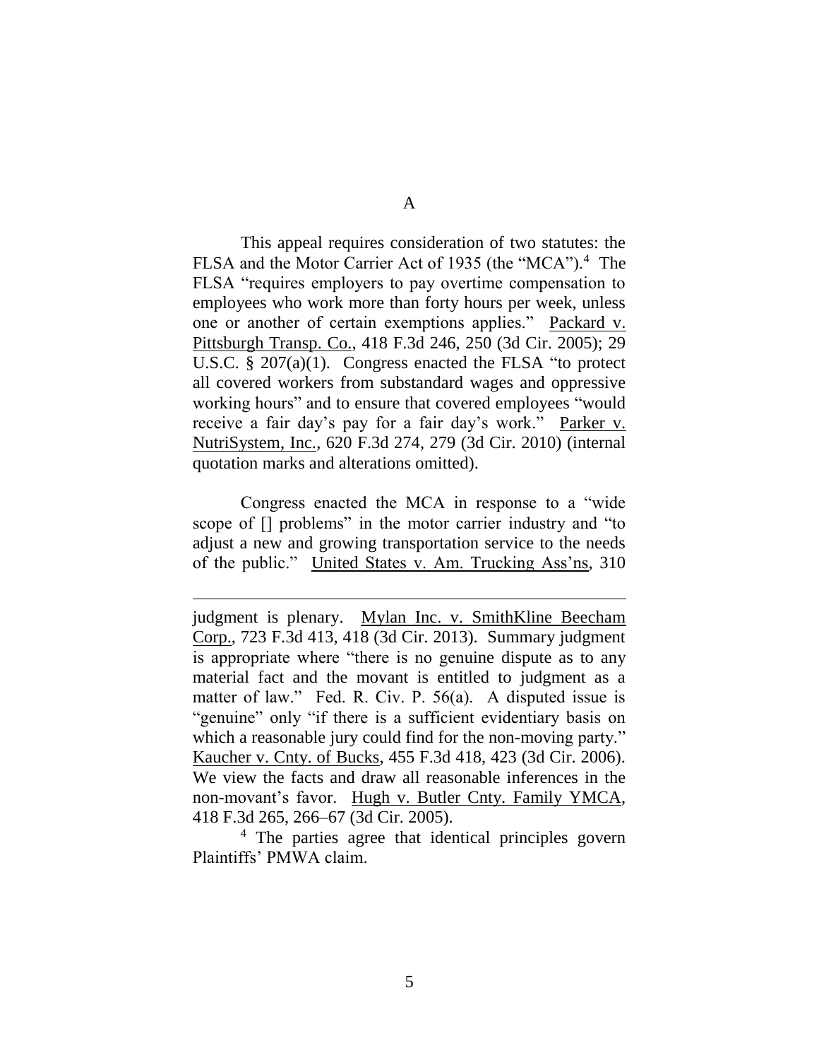### A

This appeal requires consideration of two statutes: the FLSA and the Motor Carrier Act of 1935 (the "MCA").[4] The FLSA "requires employers to pay overtime compensation to employees who work more than forty hours per week, unless one or another of certain exemptions applies." Packard v. Pittsburgh Transp. Co., 418 F.3d 246, 250 (3d Cir. 2005); 29 U.S.C. § 207(a)(1). Congress enacted the FLSA "to protect all covered workers from substandard wages and oppressive working hours" and to ensure that covered employees "would receive a fair day's pay for a fair day's work." Parker v. NutriSystem, Inc., 620 F.3d 274, 279 (3d Cir. 2010) (internal quotation marks and alterations omitted).

Congress enacted the MCA in response to a "wide scope of [] problems" in the motor carrier industry and "to adjust a new and growing transportation service to the needs of the public." United States v. Am. Trucking Ass'ns, 310

---

judgment is plenary. Mylan Inc. v. SmithKline Beecham Corp., 723 F.3d 413, 418 (3d Cir. 2013). Summary judgment is appropriate where "there is no genuine dispute as to any material fact and the movant is entitled to judgment as a matter of law." Fed. R. Civ. P. 56(a). A disputed issue is "genuine" only "if there is a sufficient evidentiary basis on which a reasonable jury could find for the non-moving party." Kaucher v. Cnty. of Bucks, 455 F.3d 418, 423 (3d Cir. 2006). We view the facts and draw all reasonable inferences in the non-movant's favor. Hugh v. Butler Cnty. Family YMCA, 418 F.3d 265, 266–67 (3d Cir. 2005).

[4] The parties agree that identical principles govern Plaintiffs' PMWA claim.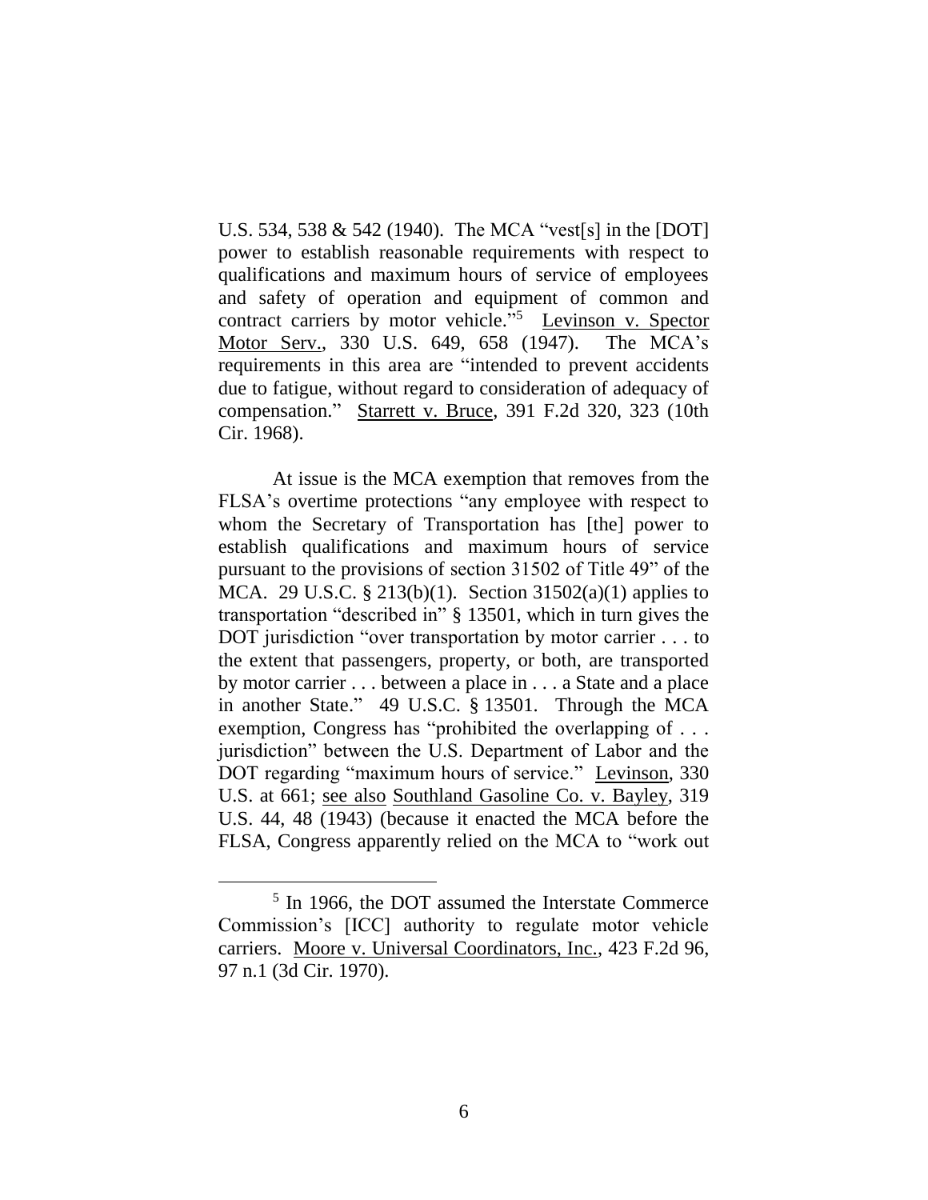U.S. 534, 538 & 542 (1940). The MCA "vest[s] in the [DOT] power to establish reasonable requirements with respect to qualifications and maximum hours of service of employees and safety of operation and equipment of common and contract carriers by motor vehicle."[5] Levinson v. Spector Motor Serv., 330 U.S. 649, 658 (1947). The MCA's requirements in this area are "intended to prevent accidents due to fatigue, without regard to consideration of adequacy of compensation." Starrett v. Bruce, 391 F.2d 320, 323 (10th Cir. 1968).

At issue is the MCA exemption that removes from the FLSA's overtime protections "any employee with respect to whom the Secretary of Transportation has [the] power to establish qualifications and maximum hours of service pursuant to the provisions of section 31502 of Title 49" of the MCA. 29 U.S.C. § 213(b)(1). Section 31502(a)(1) applies to transportation "described in" § 13501, which in turn gives the DOT jurisdiction "over transportation by motor carrier . . . to the extent that passengers, property, or both, are transported by motor carrier . . . between a place in . . . a State and a place in another State." 49 U.S.C. § 13501. Through the MCA exemption, Congress has "prohibited the overlapping of . . . jurisdiction" between the U.S. Department of Labor and the DOT regarding "maximum hours of service." Levinson, 330 U.S. at 661; see also Southland Gasoline Co. v. Bayley, 319 U.S. 44, 48 (1943) (because it enacted the MCA before the FLSA, Congress apparently relied on the MCA to "work out

[5] In 1966, the DOT assumed the Interstate Commerce Commission's [ICC] authority to regulate motor vehicle carriers. Moore v. Universal Coordinators, Inc., 423 F.2d 96, 97 n.1 (3d Cir. 1970).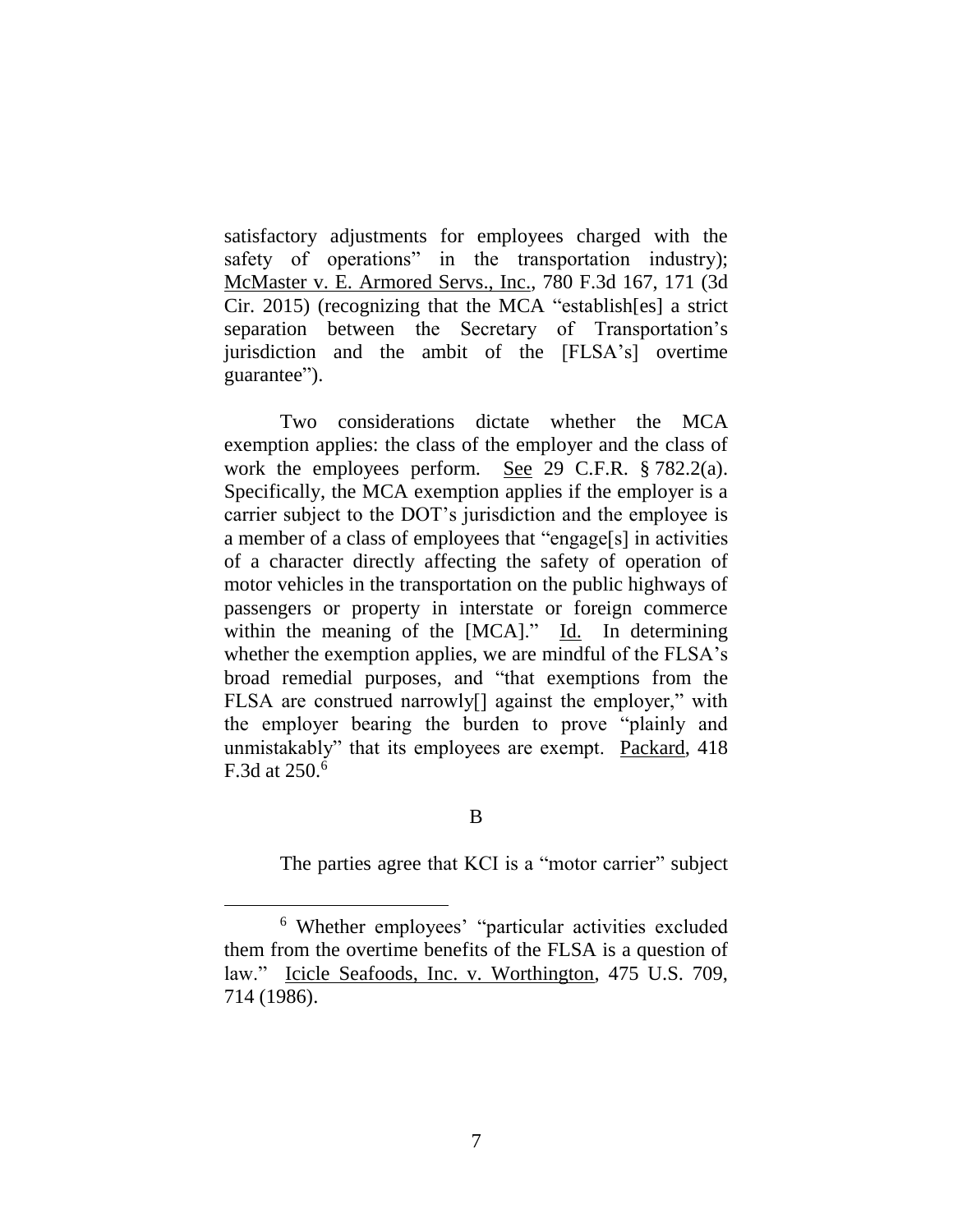satisfactory adjustments for employees charged with the safety of operations" in the transportation industry); McMaster v. E. Armored Servs., Inc., 780 F.3d 167, 171 (3d Cir. 2015) (recognizing that the MCA "establish[es] a strict separation between the Secretary of Transportation's jurisdiction and the ambit of the [FLSA's] overtime guarantee").

Two considerations dictate whether the MCA exemption applies: the class of the employer and the class of work the employees perform. See 29 C.F.R. § 782.2(a). Specifically, the MCA exemption applies if the employer is a carrier subject to the DOT's jurisdiction and the employee is a member of a class of employees that "engage[s] in activities of a character directly affecting the safety of operation of motor vehicles in the transportation on the public highways of passengers or property in interstate or foreign commerce within the meaning of the [MCA]." Id. In determining whether the exemption applies, we are mindful of the FLSA's broad remedial purposes, and "that exemptions from the FLSA are construed narrowly[] against the employer," with the employer bearing the burden to prove "plainly and unmistakably" that its employees are exempt. Packard, 418 F.3d at 250.[6]

B

The parties agree that KCI is a "motor carrier" subject

---

[6] Whether employees' "particular activities excluded them from the overtime benefits of the FLSA is a question of law." Icicle Seafoods, Inc. v. Worthington, 475 U.S. 709, 714 (1986).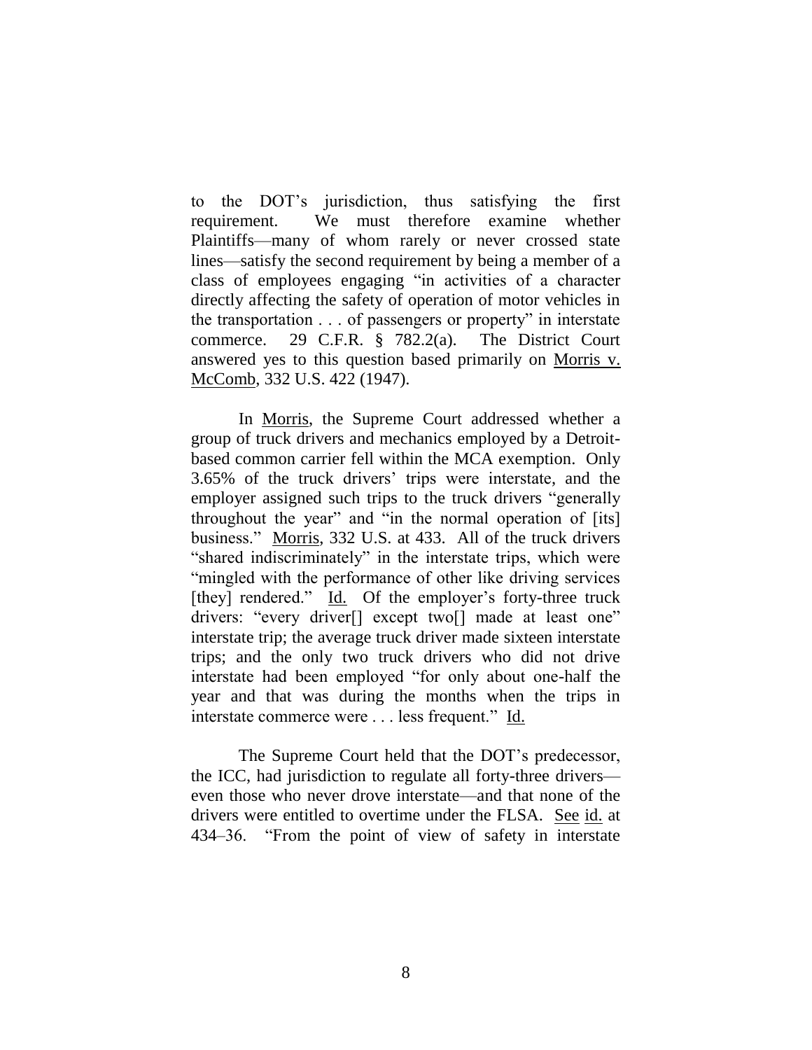to the DOT's jurisdiction, thus satisfying the first requirement. We must therefore examine whether Plaintiffs—many of whom rarely or never crossed state lines—satisfy the second requirement by being a member of a class of employees engaging "in activities of a character directly affecting the safety of operation of motor vehicles in the transportation . . . of passengers or property" in interstate commerce. 29 C.F.R. § 782.2(a). The District Court answered yes to this question based primarily on Morris v. McComb, 332 U.S. 422 (1947).

In Morris, the Supreme Court addressed whether a group of truck drivers and mechanics employed by a Detroit-based common carrier fell within the MCA exemption. Only 3.65% of the truck drivers' trips were interstate, and the employer assigned such trips to the truck drivers "generally throughout the year" and "in the normal operation of [its] business." Morris, 332 U.S. at 433. All of the truck drivers "shared indiscriminately" in the interstate trips, which were "mingled with the performance of other like driving services [they] rendered." Id. Of the employer's forty-three truck drivers: "every driver[] except two[] made at least one" interstate trip; the average truck driver made sixteen interstate trips; and the only two truck drivers who did not drive interstate had been employed "for only about one-half the year and that was during the months when the trips in interstate commerce were . . . less frequent." Id.

The Supreme Court held that the DOT's predecessor, the ICC, had jurisdiction to regulate all forty-three drivers—even those who never drove interstate—and that none of the drivers were entitled to overtime under the FLSA. See id. at 434–36. "From the point of view of safety in interstate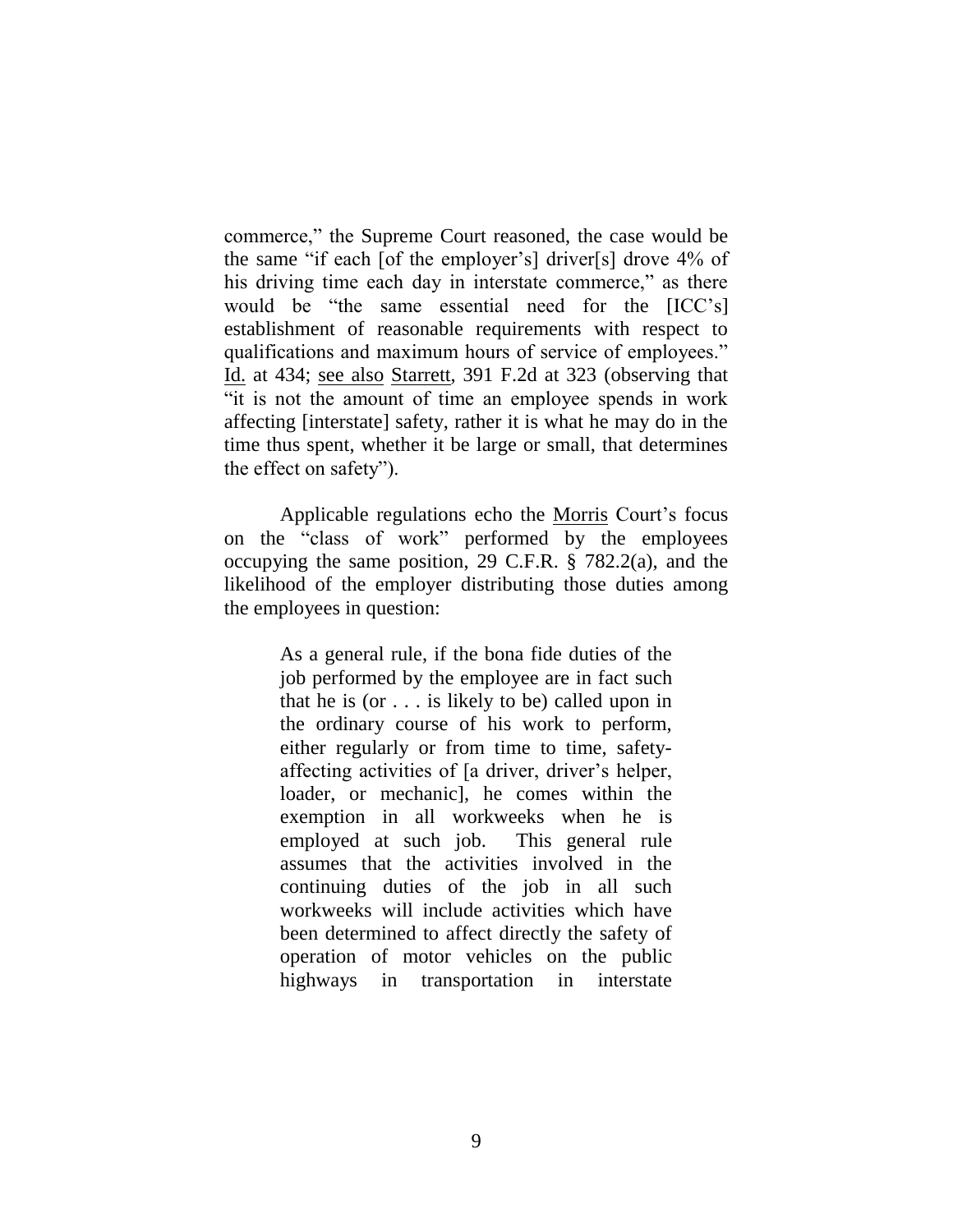commerce," the Supreme Court reasoned, the case would be the same "if each [of the employer's] driver[s] drove 4% of his driving time each day in interstate commerce," as there would be "the same essential need for the [ICC's] establishment of reasonable requirements with respect to qualifications and maximum hours of service of employees." Id. at 434; see also Starrett, 391 F.2d at 323 (observing that "it is not the amount of time an employee spends in work affecting [interstate] safety, rather it is what he may do in the time thus spent, whether it be large or small, that determines the effect on safety").

Applicable regulations echo the Morris Court's focus on the "class of work" performed by the employees occupying the same position, 29 C.F.R. § 782.2(a), and the likelihood of the employer distributing those duties among the employees in question:

> As a general rule, if the bona fide duties of the job performed by the employee are in fact such that he is (or . . . is likely to be) called upon in the ordinary course of his work to perform, either regularly or from time to time, safety-affecting activities of [a driver, driver's helper, loader, or mechanic], he comes within the exemption in all workweeks when he is employed at such job. This general rule assumes that the activities involved in the continuing duties of the job in all such workweeks will include activities which have been determined to affect directly the safety of operation of motor vehicles on the public highways in transportation in interstate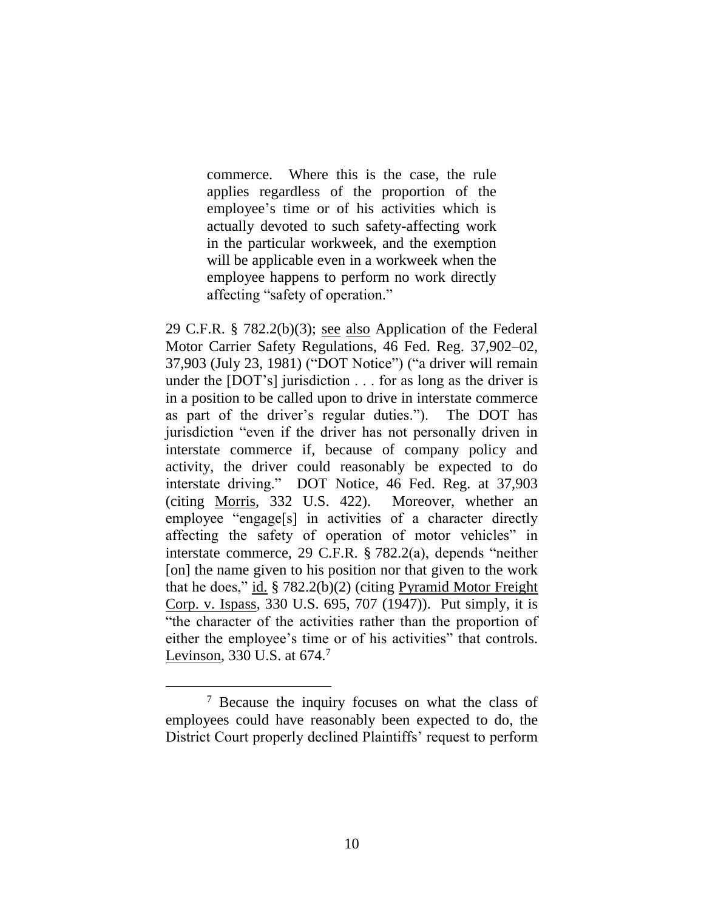> commerce. Where this is the case, the rule applies regardless of the proportion of the employee's time or of his activities which is actually devoted to such safety-affecting work in the particular workweek, and the exemption will be applicable even in a workweek when the employee happens to perform no work directly affecting "safety of operation."

29 C.F.R. § 782.2(b)(3); see also Application of the Federal Motor Carrier Safety Regulations, 46 Fed. Reg. 37,902–02, 37,903 (July 23, 1981) ("DOT Notice") ("a driver will remain under the [DOT's] jurisdiction . . . for as long as the driver is in a position to be called upon to drive in interstate commerce as part of the driver's regular duties."). The DOT has jurisdiction "even if the driver has not personally driven in interstate commerce if, because of company policy and activity, the driver could reasonably be expected to do interstate driving." DOT Notice, 46 Fed. Reg. at 37,903 (citing Morris, 332 U.S. 422). Moreover, whether an employee "engage[s] in activities of a character directly affecting the safety of operation of motor vehicles" in interstate commerce, 29 C.F.R. § 782.2(a), depends "neither [on] the name given to his position nor that given to the work that he does," id. § 782.2(b)(2) (citing Pyramid Motor Freight Corp. v. Ispass, 330 U.S. 695, 707 (1947)). Put simply, it is "the character of the activities rather than the proportion of either the employee's time or of his activities" that controls. Levinson, 330 U.S. at 674.[7]

[7] Because the inquiry focuses on what the class of employees could have reasonably been expected to do, the District Court properly declined Plaintiffs' request to perform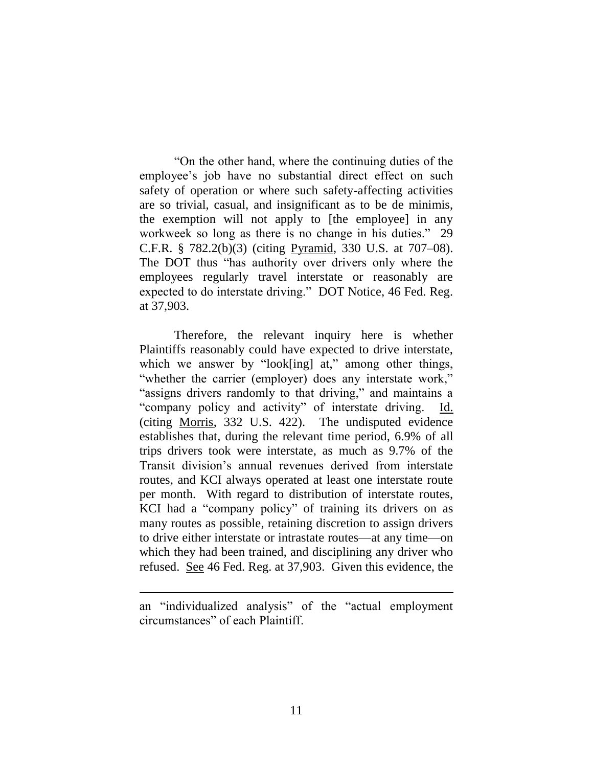"On the other hand, where the continuing duties of the employee's job have no substantial direct effect on such safety of operation or where such safety-affecting activities are so trivial, casual, and insignificant as to be de minimis, the exemption will not apply to [the employee] in any workweek so long as there is no change in his duties." 29 C.F.R. § 782.2(b)(3) (citing Pyramid, 330 U.S. at 707–08). The DOT thus "has authority over drivers only where the employees regularly travel interstate or reasonably are expected to do interstate driving." DOT Notice, 46 Fed. Reg. at 37,903.

Therefore, the relevant inquiry here is whether Plaintiffs reasonably could have expected to drive interstate, which we answer by "look[ing] at," among other things, "whether the carrier (employer) does any interstate work," "assigns drivers randomly to that driving," and maintains a "company policy and activity" of interstate driving. Id. (citing Morris, 332 U.S. 422). The undisputed evidence establishes that, during the relevant time period, 6.9% of all trips drivers took were interstate, as much as 9.7% of the Transit division's annual revenues derived from interstate routes, and KCI always operated at least one interstate route per month. With regard to distribution of interstate routes, KCI had a "company policy" of training its drivers on as many routes as possible, retaining discretion to assign drivers to drive either interstate or intrastate routes—at any time—on which they had been trained, and disciplining any driver who refused. See 46 Fed. Reg. at 37,903. Given this evidence, the

---

an "individualized analysis" of the "actual employment circumstances" of each Plaintiff.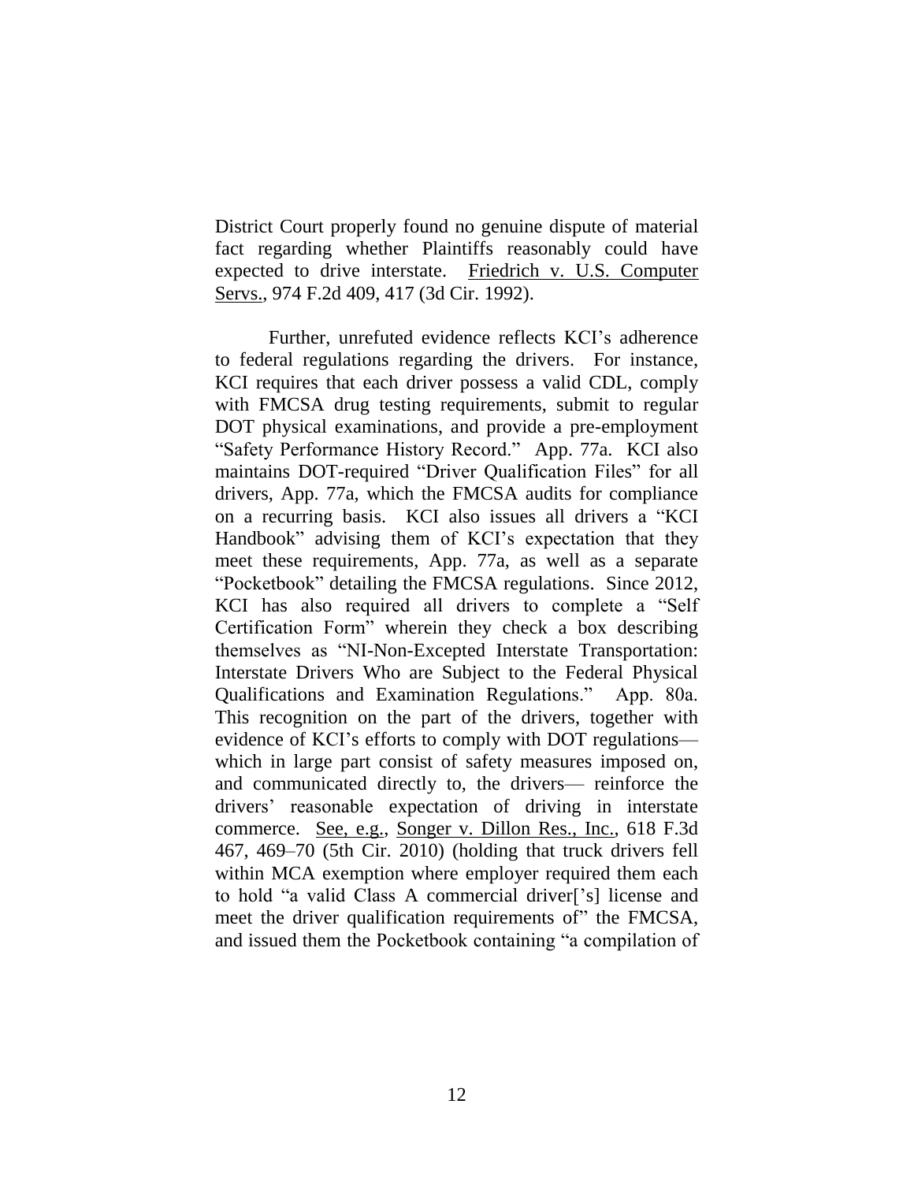District Court properly found no genuine dispute of material fact regarding whether Plaintiffs reasonably could have expected to drive interstate. Friedrich v. U.S. Computer Servs., 974 F.2d 409, 417 (3d Cir. 1992).

Further, unrefuted evidence reflects KCI's adherence to federal regulations regarding the drivers. For instance, KCI requires that each driver possess a valid CDL, comply with FMCSA drug testing requirements, submit to regular DOT physical examinations, and provide a pre-employment "Safety Performance History Record." App. 77a. KCI also maintains DOT-required "Driver Qualification Files" for all drivers, App. 77a, which the FMCSA audits for compliance on a recurring basis. KCI also issues all drivers a "KCI Handbook" advising them of KCI's expectation that they meet these requirements, App. 77a, as well as a separate "Pocketbook" detailing the FMCSA regulations. Since 2012, KCI has also required all drivers to complete a "Self Certification Form" wherein they check a box describing themselves as "NI-Non-Excepted Interstate Transportation: Interstate Drivers Who are Subject to the Federal Physical Qualifications and Examination Regulations." App. 80a. This recognition on the part of the drivers, together with evidence of KCI's efforts to comply with DOT regulations— which in large part consist of safety measures imposed on, and communicated directly to, the drivers— reinforce the drivers' reasonable expectation of driving in interstate commerce. See, e.g., Songer v. Dillon Res., Inc., 618 F.3d 467, 469–70 (5th Cir. 2010) (holding that truck drivers fell within MCA exemption where employer required them each to hold "a valid Class A commercial driver['s] license and meet the driver qualification requirements of" the FMCSA, and issued them the Pocketbook containing "a compilation of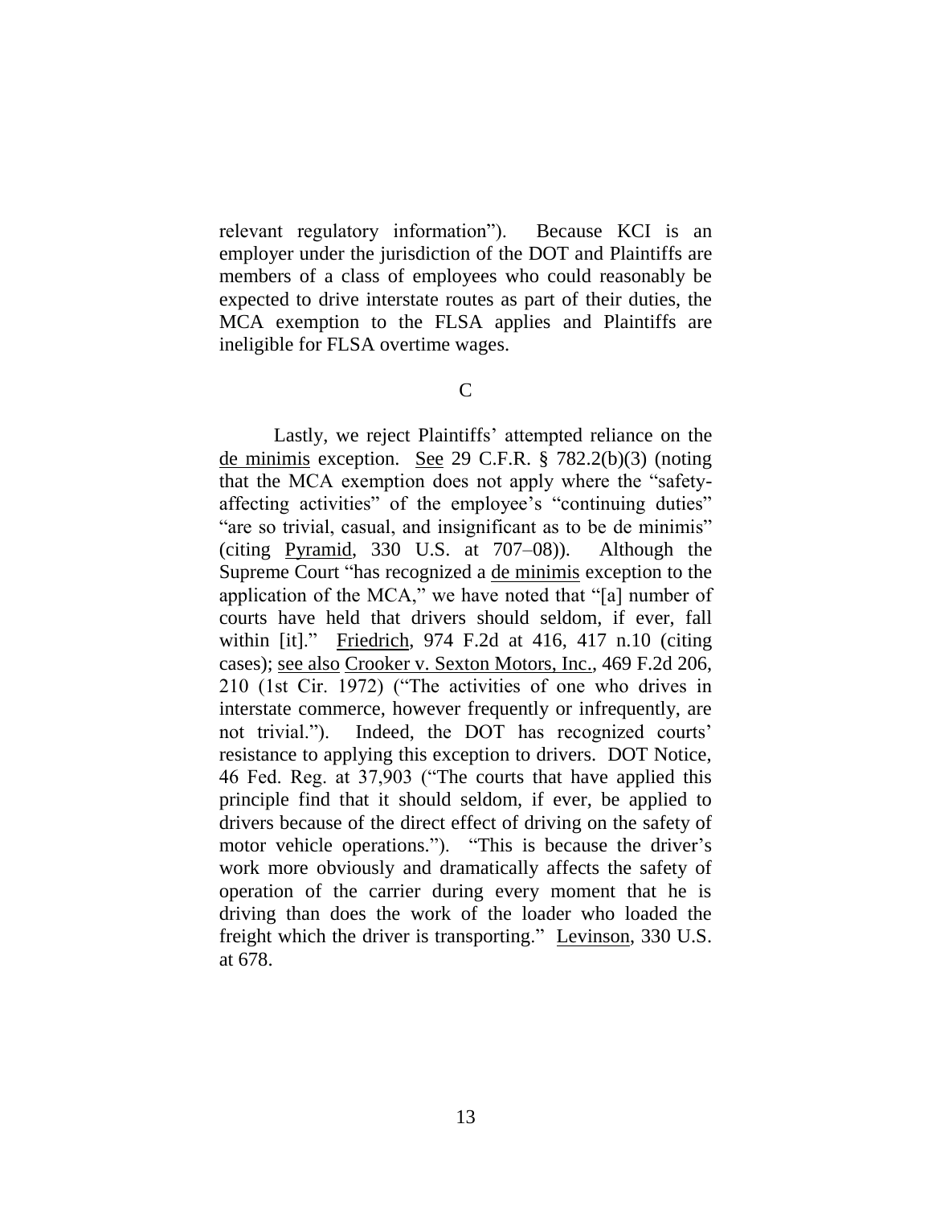relevant regulatory information"). Because KCI is an employer under the jurisdiction of the DOT and Plaintiffs are members of a class of employees who could reasonably be expected to drive interstate routes as part of their duties, the MCA exemption to the FLSA applies and Plaintiffs are ineligible for FLSA overtime wages.

## C

Lastly, we reject Plaintiffs' attempted reliance on the de minimis exception. See 29 C.F.R. § 782.2(b)(3) (noting that the MCA exemption does not apply where the "safety-affecting activities" of the employee's "continuing duties" "are so trivial, casual, and insignificant as to be de minimis" (citing Pyramid, 330 U.S. at 707–08)). Although the Supreme Court "has recognized a de minimis exception to the application of the MCA," we have noted that "[a] number of courts have held that drivers should seldom, if ever, fall within [it]." Friedrich, 974 F.2d at 416, 417 n.10 (citing cases); see also Crooker v. Sexton Motors, Inc., 469 F.2d 206, 210 (1st Cir. 1972) ("The activities of one who drives in interstate commerce, however frequently or infrequently, are not trivial."). Indeed, the DOT has recognized courts' resistance to applying this exception to drivers. DOT Notice, 46 Fed. Reg. at 37,903 ("The courts that have applied this principle find that it should seldom, if ever, be applied to drivers because of the direct effect of driving on the safety of motor vehicle operations."). "This is because the driver's work more obviously and dramatically affects the safety of operation of the carrier during every moment that he is driving than does the work of the loader who loaded the freight which the driver is transporting." Levinson, 330 U.S. at 678.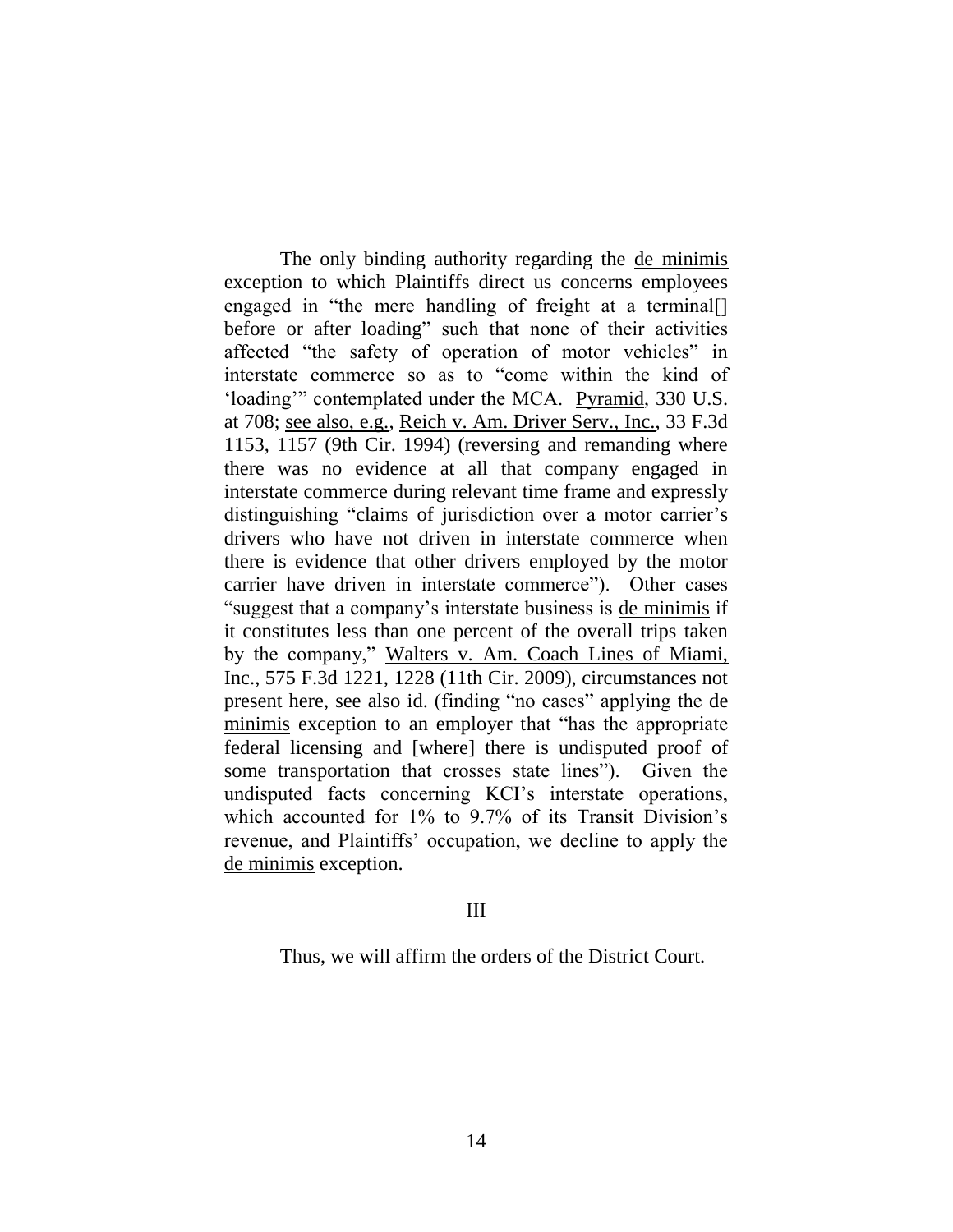The only binding authority regarding the de minimis exception to which Plaintiffs direct us concerns employees engaged in "the mere handling of freight at a terminal[] before or after loading" such that none of their activities affected "the safety of operation of motor vehicles" in interstate commerce so as to "come within the kind of 'loading'" contemplated under the MCA. Pyramid, 330 U.S. at 708; see also, e.g., Reich v. Am. Driver Serv., Inc., 33 F.3d 1153, 1157 (9th Cir. 1994) (reversing and remanding where there was no evidence at all that company engaged in interstate commerce during relevant time frame and expressly distinguishing "claims of jurisdiction over a motor carrier's drivers who have not driven in interstate commerce when there is evidence that other drivers employed by the motor carrier have driven in interstate commerce"). Other cases "suggest that a company's interstate business is de minimis if it constitutes less than one percent of the overall trips taken by the company," Walters v. Am. Coach Lines of Miami, Inc., 575 F.3d 1221, 1228 (11th Cir. 2009), circumstances not present here, see also id. (finding "no cases" applying the de minimis exception to an employer that "has the appropriate federal licensing and [where] there is undisputed proof of some transportation that crosses state lines"). Given the undisputed facts concerning KCI's interstate operations, which accounted for 1% to 9.7% of its Transit Division's revenue, and Plaintiffs' occupation, we decline to apply the de minimis exception.

## III

Thus, we will affirm the orders of the District Court.